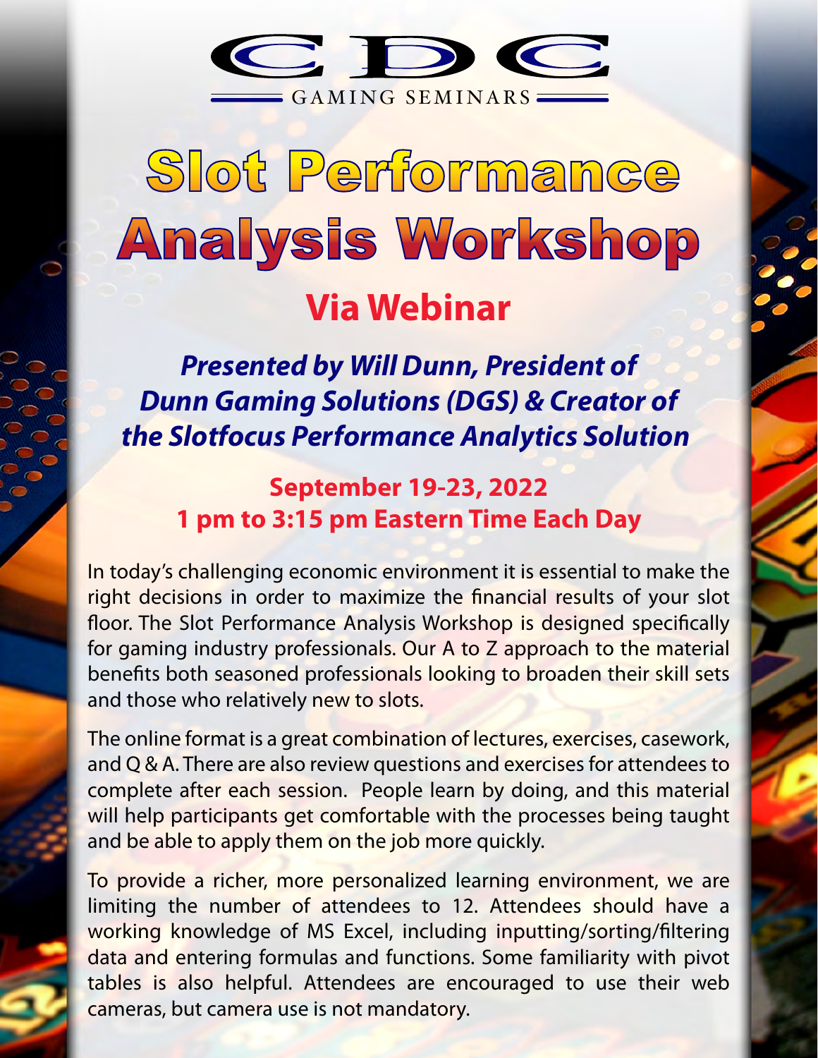CDC

GAMING SEMINARS

# Slot Performance Analysis Workshop

## Via Webinar

***Presented by Will Dunn, President of Dunn Gaming Solutions (DGS) & Creator of the Slotfocus Performance Analytics Solution***

**September 19-23, 2022**
**1 pm to 3:15 pm Eastern Time Each Day**

In today's challenging economic environment it is essential to make the right decisions in order to maximize the financial results of your slot floor. The Slot Performance Analysis Workshop is designed specifically for gaming industry professionals. Our A to Z approach to the material benefits both seasoned professionals looking to broaden their skill sets and those who relatively new to slots.

The online format is a great combination of lectures, exercises, casework, and Q & A. There are also review questions and exercises for attendees to complete after each session. People learn by doing, and this material will help participants get comfortable with the processes being taught and be able to apply them on the job more quickly.

To provide a richer, more personalized learning environment, we are limiting the number of attendees to 12. Attendees should have a working knowledge of MS Excel, including inputting/sorting/filtering data and entering formulas and functions. Some familiarity with pivot tables is also helpful. Attendees are encouraged to use their web cameras, but camera use is not mandatory.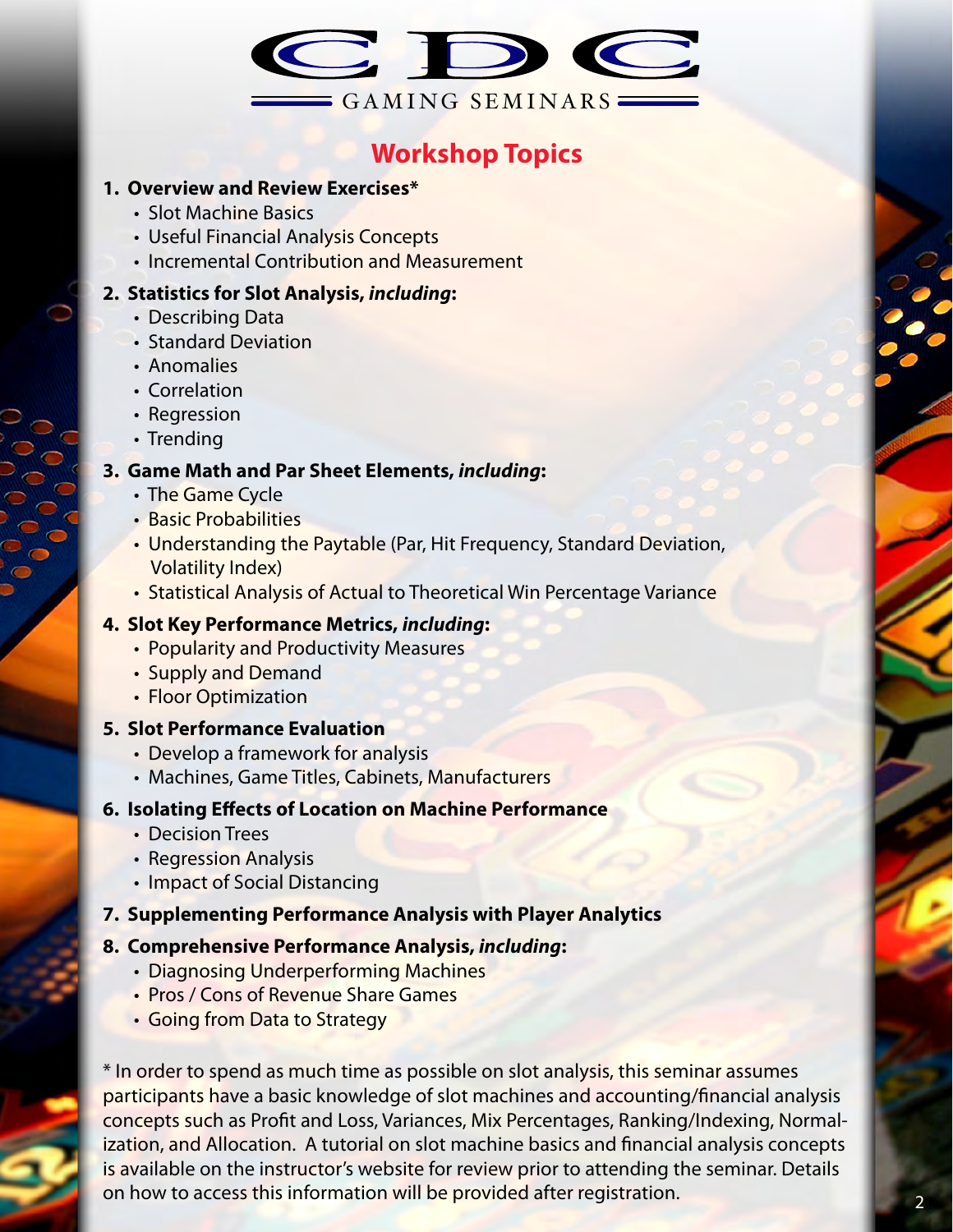CDC GAMING SEMINARS

# Workshop Topics

1. **Overview and Review Exercises***
   - Slot Machine Basics
   - Useful Financial Analysis Concepts
   - Incremental Contribution and Measurement
2. **Statistics for Slot Analysis, *including*:**
   - Describing Data
   - Standard Deviation
   - Anomalies
   - Correlation
   - Regression
   - Trending
3. **Game Math and Par Sheet Elements, *including*:**
   - The Game Cycle
   - Basic Probabilities
   - Understanding the Paytable (Par, Hit Frequency, Standard Deviation, Volatility Index)
   - Statistical Analysis of Actual to Theoretical Win Percentage Variance
4. **Slot Key Performance Metrics, *including*:**
   - Popularity and Productivity Measures
   - Supply and Demand
   - Floor Optimization
5. **Slot Performance Evaluation**
   - Develop a framework for analysis
   - Machines, Game Titles, Cabinets, Manufacturers
6. **Isolating Effects of Location on Machine Performance**
   - Decision Trees
   - Regression Analysis
   - Impact of Social Distancing
7. **Supplementing Performance Analysis with Player Analytics**
8. **Comprehensive Performance Analysis, *including*:**
   - Diagnosing Underperforming Machines
   - Pros / Cons of Revenue Share Games
   - Going from Data to Strategy

* In order to spend as much time as possible on slot analysis, this seminar assumes participants have a basic knowledge of slot machines and accounting/financial analysis concepts such as Profit and Loss, Variances, Mix Percentages, Ranking/Indexing, Normalization, and Allocation. A tutorial on slot machine basics and financial analysis concepts is available on the instructor's website for review prior to attending the seminar. Details on how to access this information will be provided after registration.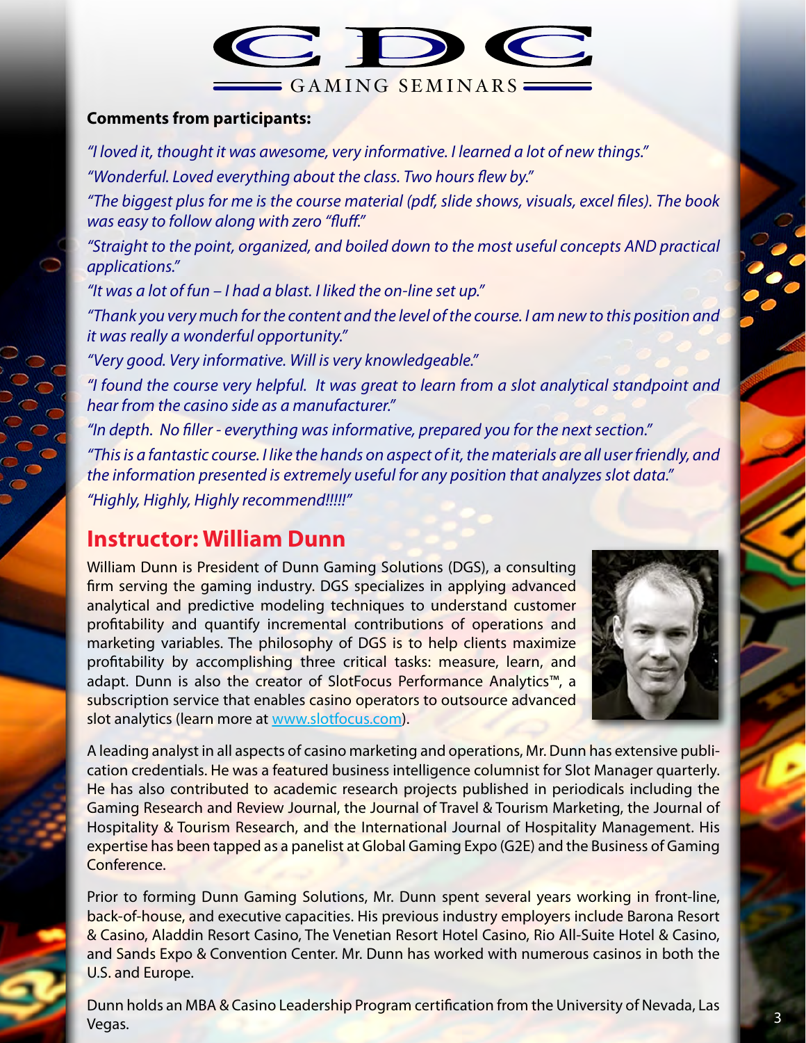CDC GAMING SEMINARS

**Comments from participants:**

*"I loved it, thought it was awesome, very informative. I learned a lot of new things."*

*"Wonderful. Loved everything about the class. Two hours flew by."*

*"The biggest plus for me is the course material (pdf, slide shows, visuals, excel files). The book was easy to follow along with zero "fluff."*

*"Straight to the point, organized, and boiled down to the most useful concepts AND practical applications."*

*"It was a lot of fun – I had a blast. I liked the on-line set up."*

*"Thank you very much for the content and the level of the course. I am new to this position and it was really a wonderful opportunity."*

*"Very good. Very informative. Will is very knowledgeable."*

*"I found the course very helpful. It was great to learn from a slot analytical standpoint and hear from the casino side as a manufacturer."*

*"In depth. No filler - everything was informative, prepared you for the next section."*

*"This is a fantastic course. I like the hands on aspect of it, the materials are all user friendly, and the information presented is extremely useful for any position that analyzes slot data."*

*"Highly, Highly, Highly recommend!!!!!"*

## Instructor: William Dunn

William Dunn is President of Dunn Gaming Solutions (DGS), a consulting firm serving the gaming industry. DGS specializes in applying advanced analytical and predictive modeling techniques to understand customer profitability and quantify incremental contributions of operations and marketing variables. The philosophy of DGS is to help clients maximize profitability by accomplishing three critical tasks: measure, learn, and adapt. Dunn is also the creator of SlotFocus Performance Analytics™, a subscription service that enables casino operators to outsource advanced slot analytics (learn more at [www.slotfocus.com](http://www.slotfocus.com)).

A leading analyst in all aspects of casino marketing and operations, Mr. Dunn has extensive publication credentials. He was a featured business intelligence columnist for Slot Manager quarterly. He has also contributed to academic research projects published in periodicals including the Gaming Research and Review Journal, the Journal of Travel & Tourism Marketing, the Journal of Hospitality & Tourism Research, and the International Journal of Hospitality Management. His expertise has been tapped as a panelist at Global Gaming Expo (G2E) and the Business of Gaming Conference.

Prior to forming Dunn Gaming Solutions, Mr. Dunn spent several years working in front-line, back-of-house, and executive capacities. His previous industry employers include Barona Resort & Casino, Aladdin Resort Casino, The Venetian Resort Hotel Casino, Rio All-Suite Hotel & Casino, and Sands Expo & Convention Center. Mr. Dunn has worked with numerous casinos in both the U.S. and Europe.

Dunn holds an MBA & Casino Leadership Program certification from the University of Nevada, Las Vegas.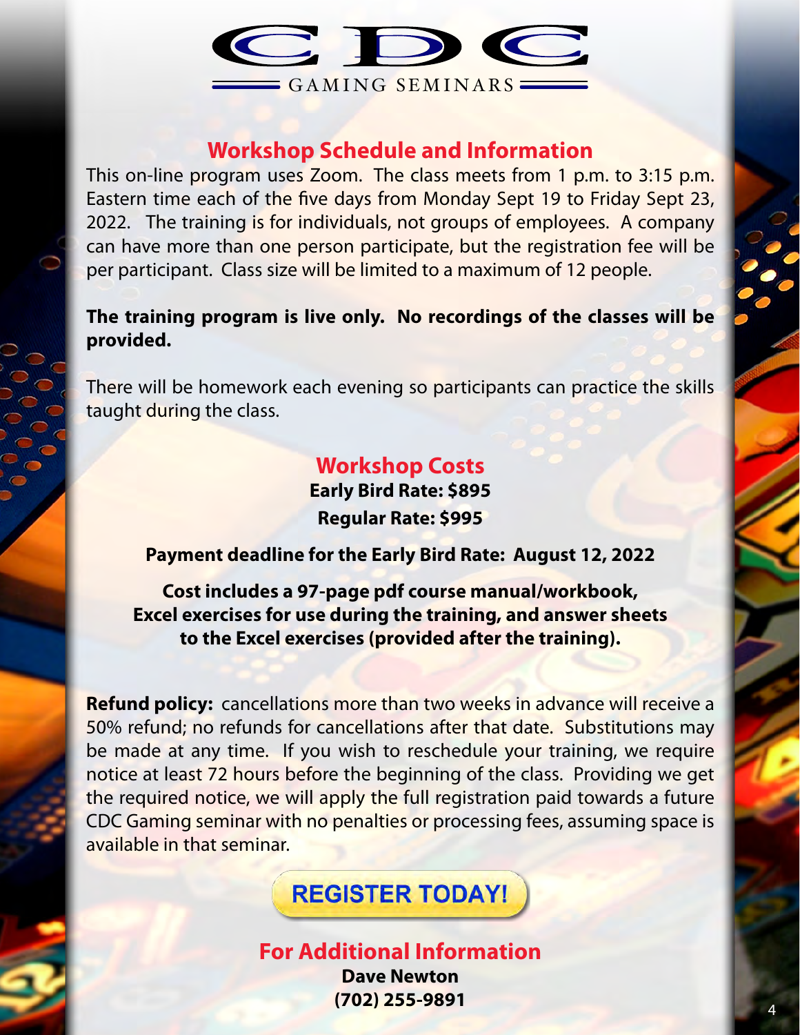CDC GAMING SEMINARS

## Workshop Schedule and Information

This on-line program uses Zoom. The class meets from 1 p.m. to 3:15 p.m. Eastern time each of the five days from Monday Sept 19 to Friday Sept 23, 2022. The training is for individuals, not groups of employees. A company can have more than one person participate, but the registration fee will be per participant. Class size will be limited to a maximum of 12 people.

**The training program is live only. No recordings of the classes will be provided.**

There will be homework each evening so participants can practice the skills taught during the class.

## Workshop Costs

**Early Bird Rate: $895**

**Regular Rate: $995**

**Payment deadline for the Early Bird Rate: August 12, 2022**

**Cost includes a 97-page pdf course manual/workbook, Excel exercises for use during the training, and answer sheets to the Excel exercises (provided after the training).**

**Refund policy:** cancellations more than two weeks in advance will receive a 50% refund; no refunds for cancellations after that date. Substitutions may be made at any time. If you wish to reschedule your training, we require notice at least 72 hours before the beginning of the class. Providing we get the required notice, we will apply the full registration paid towards a future CDC Gaming seminar with no penalties or processing fees, assuming space is available in that seminar.

REGISTER TODAY!

## For Additional Information

**Dave Newton**

**(702) 255-9891**